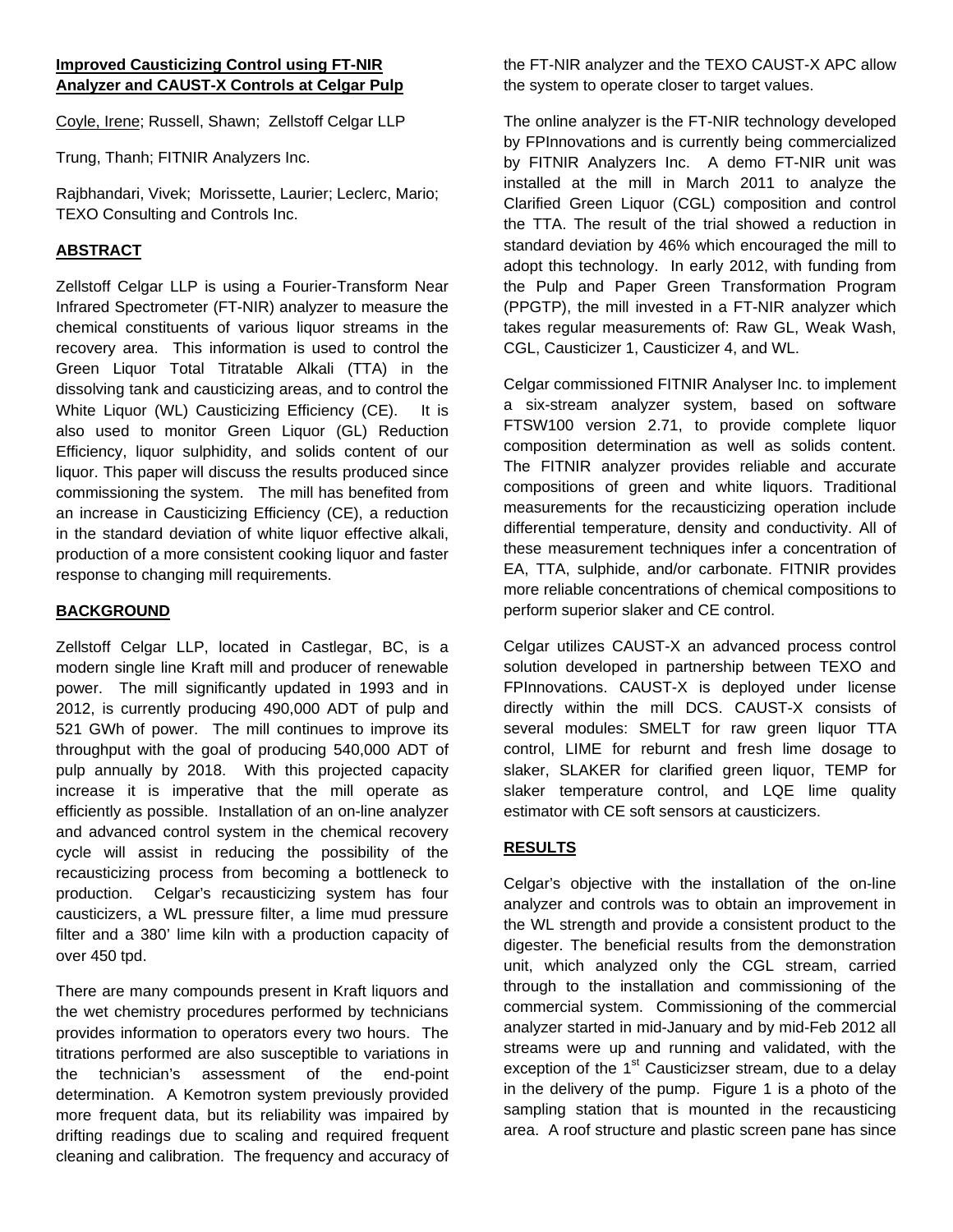**Improved Causticizing Control using FT-NIR Analyzer and CAUST-X Controls at Celgar Pulp**

Coyle, Irene; Russell, Shawn; Zellstoff Celgar LLP

Trung, Thanh; FITNIR Analyzers Inc.

Rajbhandari, Vivek; Morissette, Laurier; Leclerc, Mario; TEXO Consulting and Controls Inc.

## ABSTRACT

Zellstoff Celgar LLP is using a Fourier-Transform Near Infrared Spectrometer (FT-NIR) analyzer to measure the chemical constituents of various liquor streams in the recovery area. This information is used to control the Green Liquor Total Titratable Alkali (TTA) in the dissolving tank and causticizing areas, and to control the White Liquor (WL) Causticizing Efficiency (CE). It is also used to monitor Green Liquor (GL) Reduction Efficiency, liquor sulphidity, and solids content of our liquor. This paper will discuss the results produced since commissioning the system. The mill has benefited from an increase in Causticizing Efficiency (CE), a reduction in the standard deviation of white liquor effective alkali, production of a more consistent cooking liquor and faster response to changing mill requirements.

## BACKGROUND

Zellstoff Celgar LLP, located in Castlegar, BC, is a modern single line Kraft mill and producer of renewable power. The mill significantly updated in 1993 and in 2012, is currently producing 490,000 ADT of pulp and 521 GWh of power. The mill continues to improve its throughput with the goal of producing 540,000 ADT of pulp annually by 2018. With this projected capacity increase it is imperative that the mill operate as efficiently as possible. Installation of an on-line analyzer and advanced control system in the chemical recovery cycle will assist in reducing the possibility of the recausticizing process from becoming a bottleneck to production. Celgar's recausticizing system has four causticizers, a WL pressure filter, a lime mud pressure filter and a 380' lime kiln with a production capacity of over 450 tpd.

There are many compounds present in Kraft liquors and the wet chemistry procedures performed by technicians provides information to operators every two hours. The titrations performed are also susceptible to variations in the technician's assessment of the end-point determination. A Kemotron system previously provided more frequent data, but its reliability was impaired by drifting readings due to scaling and required frequent cleaning and calibration. The frequency and accuracy of the FT-NIR analyzer and the TEXO CAUST-X APC allow the system to operate closer to target values.

The online analyzer is the FT-NIR technology developed by FPInnovations and is currently being commercialized by FITNIR Analyzers Inc. A demo FT-NIR unit was installed at the mill in March 2011 to analyze the Clarified Green Liquor (CGL) composition and control the TTA. The result of the trial showed a reduction in standard deviation by 46% which encouraged the mill to adopt this technology. In early 2012, with funding from the Pulp and Paper Green Transformation Program (PPGTP), the mill invested in a FT-NIR analyzer which takes regular measurements of: Raw GL, Weak Wash, CGL, Causticizer 1, Causticizer 4, and WL.

Celgar commissioned FITNIR Analyser Inc. to implement a six-stream analyzer system, based on software FTSW100 version 2.71, to provide complete liquor composition determination as well as solids content. The FITNIR analyzer provides reliable and accurate compositions of green and white liquors. Traditional measurements for the recausticizing operation include differential temperature, density and conductivity. All of these measurement techniques infer a concentration of EA, TTA, sulphide, and/or carbonate. FITNIR provides more reliable concentrations of chemical compositions to perform superior slaker and CE control.

Celgar utilizes CAUST-X an advanced process control solution developed in partnership between TEXO and FPInnovations. CAUST-X is deployed under license directly within the mill DCS. CAUST-X consists of several modules: SMELT for raw green liquor TTA control, LIME for reburnt and fresh lime dosage to slaker, SLAKER for clarified green liquor, TEMP for slaker temperature control, and LQE lime quality estimator with CE soft sensors at causticizers.

## RESULTS

Celgar's objective with the installation of the on-line analyzer and controls was to obtain an improvement in the WL strength and provide a consistent product to the digester. The beneficial results from the demonstration unit, which analyzed only the CGL stream, carried through to the installation and commissioning of the commercial system. Commissioning of the commercial analyzer started in mid-January and by mid-Feb 2012 all streams were up and running and validated, with the exception of the 1st Causticizser stream, due to a delay in the delivery of the pump. Figure 1 is a photo of the sampling station that is mounted in the recausticing area. A roof structure and plastic screen pane has since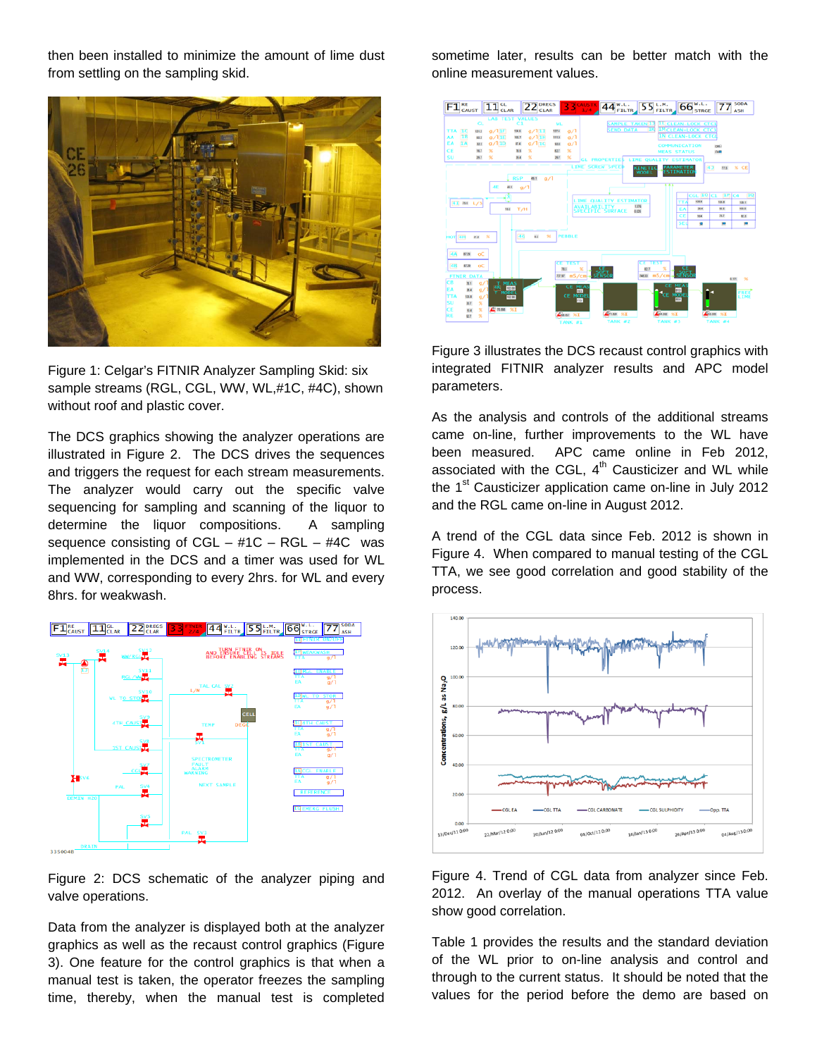then been installed to minimize the amount of lime dust from settling on the sampling skid.

Figure 1: Celgar's FITNIR Analyzer Sampling Skid: six sample streams (RGL, CGL, WW, WL,#1C, #4C), shown without roof and plastic cover.

The DCS graphics showing the analyzer operations are illustrated in Figure 2. The DCS drives the sequences and triggers the request for each stream measurements. The analyzer would carry out the specific valve sequencing for sampling and scanning of the liquor to determine the liquor compositions. A sampling sequence consisting of CGL – #1C – RGL – #4C was implemented in the DCS and a timer was used for WL and WW, corresponding to every 2hrs. for WL and every 8hrs. for weakwash.

Figure 2: DCS schematic of the analyzer piping and valve operations.

Data from the analyzer is displayed both at the analyzer graphics as well as the recaust control graphics (Figure 3). One feature for the control graphics is that when a manual test is taken, the operator freezes the sampling time, thereby, when the manual test is completed sometime later, results can be better match with the online measurement values.

Figure 3 illustrates the DCS recaust control graphics with integrated FITNIR analyzer results and APC model parameters.

As the analysis and controls of the additional streams came on-line, further improvements to the WL have been measured. APC came online in Feb 2012, associated with the CGL, 4th Causticizer and WL while the 1st Causticizer application came on-line in July 2012 and the RGL came on-line in August 2012.

A trend of the CGL data since Feb. 2012 is shown in Figure 4. When compared to manual testing of the CGL TTA, we see good correlation and good stability of the process.

Figure 4. Trend of CGL data from analyzer since Feb. 2012. An overlay of the manual operations TTA value show good correlation.

Table 1 provides the results and the standard deviation of the WL prior to on-line analysis and control and through to the current status. It should be noted that the values for the period before the demo are based on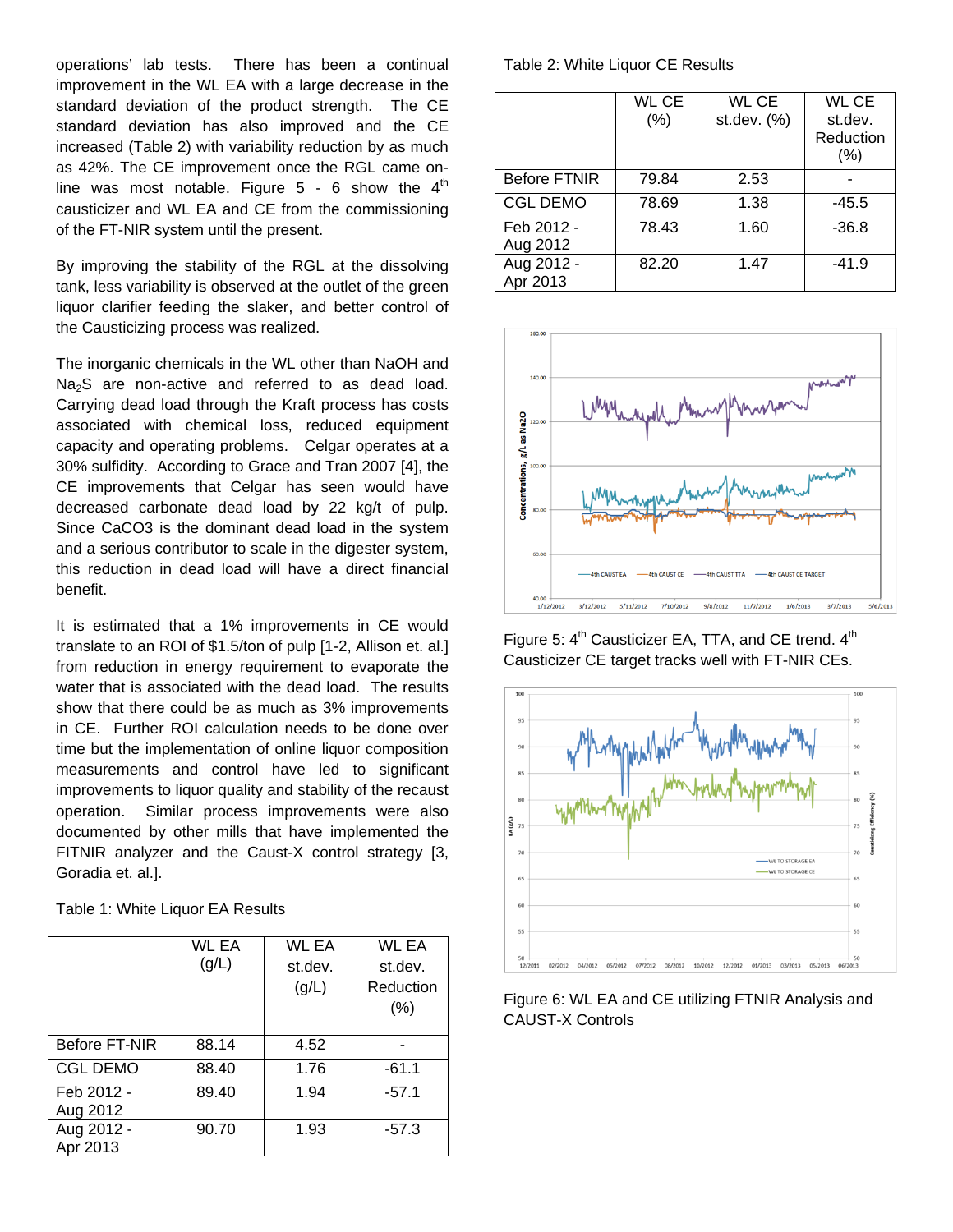operations' lab tests. There has been a continual improvement in the WL EA with a large decrease in the standard deviation of the product strength. The CE standard deviation has also improved and the CE increased (Table 2) with variability reduction by as much as 42%. The CE improvement once the RGL came on-line was most notable. Figure 5 - 6 show the 4th causticizer and WL EA and CE from the commissioning of the FT-NIR system until the present.

By improving the stability of the RGL at the dissolving tank, less variability is observed at the outlet of the green liquor clarifier feeding the slaker, and better control of the Causticizing process was realized.

The inorganic chemicals in the WL other than NaOH and $Na_2S$ are non-active and referred to as dead load. Carrying dead load through the Kraft process has costs associated with chemical loss, reduced equipment capacity and operating problems. Celgar operates at a 30% sulfidity. According to Grace and Tran 2007 [4], the CE improvements that Celgar has seen would have decreased carbonate dead load by 22 kg/t of pulp. Since CaCO3 is the dominant dead load in the system and a serious contributor to scale in the digester system, this reduction in dead load will have a direct financial benefit.

It is estimated that a 1% improvements in CE would translate to an ROI of $1.5/ton of pulp [1-2, Allison et. al.] from reduction in energy requirement to evaporate the water that is associated with the dead load. The results show that there could be as much as 3% improvements in CE. Further ROI calculation needs to be done over time but the implementation of online liquor composition measurements and control have led to significant improvements to liquor quality and stability of the recaust operation. Similar process improvements were also documented by other mills that have implemented the FITNIR analyzer and the Caust-X control strategy [3, Goradia et. al.].

Table 1: White Liquor EA Results

| | WL EA (g/L) | WL EA st.dev. (g/L) | WL EA st.dev. Reduction (%) |
|---|---|---|---|
| Before FT-NIR | 88.14 | 4.52 | - |
| CGL DEMO | 88.40 | 1.76 | -61.1 |
| Feb 2012 - Aug 2012 | 89.40 | 1.94 | -57.1 |
| Aug 2012 - Apr 2013 | 90.70 | 1.93 | -57.3 |

Table 2: White Liquor CE Results

| | WL CE (%) | WL CE st.dev. (%) | WL CE st.dev. Reduction (%) |
|---|---|---|---|
| Before FTNIR | 79.84 | 2.53 | - |
| CGL DEMO | 78.69 | 1.38 | -45.5 |
| Feb 2012 - Aug 2012 | 78.43 | 1.60 | -36.8 |
| Aug 2012 - Apr 2013 | 82.20 | 1.47 | -41.9 |

Figure 5: 4th Causticizer EA, TTA, and CE trend. 4th Causticizer CE target tracks well with FT-NIR CEs.

Figure 6: WL EA and CE utilizing FTNIR Analysis and CAUST-X Controls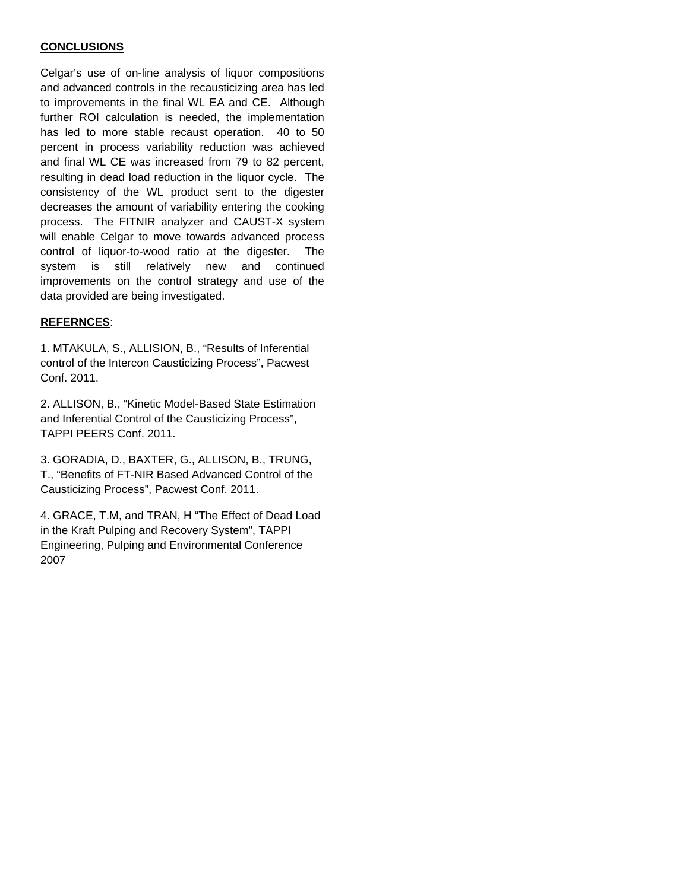## CONCLUSIONS

Celgar's use of on-line analysis of liquor compositions and advanced controls in the recausticizing area has led to improvements in the final WL EA and CE. Although further ROI calculation is needed, the implementation has led to more stable recaust operation. 40 to 50 percent in process variability reduction was achieved and final WL CE was increased from 79 to 82 percent, resulting in dead load reduction in the liquor cycle. The consistency of the WL product sent to the digester decreases the amount of variability entering the cooking process. The FITNIR analyzer and CAUST-X system will enable Celgar to move towards advanced process control of liquor-to-wood ratio at the digester. The system is still relatively new and continued improvements on the control strategy and use of the data provided are being investigated.

## REFERNCES:

1. MTAKULA, S., ALLISION, B., "Results of Inferential control of the Intercon Causticizing Process", Pacwest Conf. 2011.

2. ALLISON, B., "Kinetic Model-Based State Estimation and Inferential Control of the Causticizing Process", TAPPI PEERS Conf. 2011.

3. GORADIA, D., BAXTER, G., ALLISON, B., TRUNG, T., "Benefits of FT-NIR Based Advanced Control of the Causticizing Process", Pacwest Conf. 2011.

4. GRACE, T.M, and TRAN, H "The Effect of Dead Load in the Kraft Pulping and Recovery System", TAPPI Engineering, Pulping and Environmental Conference 2007